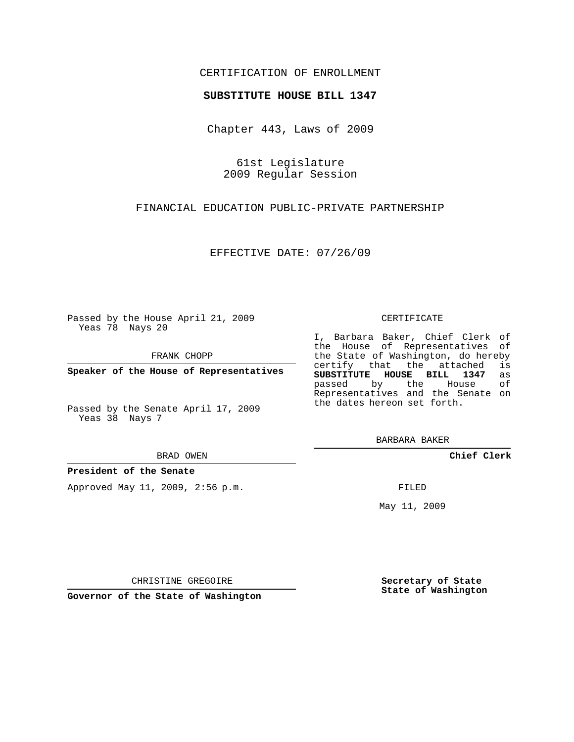CERTIFICATION OF ENROLLMENT

**SUBSTITUTE HOUSE BILL 1347**

Chapter 443, Laws of 2009

61st Legislature
2009 Regular Session

FINANCIAL EDUCATION PUBLIC-PRIVATE PARTNERSHIP

EFFECTIVE DATE: 07/26/09

Passed by the House April 21, 2009
Yeas 78 Nays 20

FRANK CHOPP

**Speaker of the House of Representatives**

Passed by the Senate April 17, 2009
Yeas 38 Nays 7

BRAD OWEN

**President of the Senate**

Approved May 11, 2009, 2:56 p.m.

CHRISTINE GREGOIRE

**Governor of the State of Washington**

CERTIFICATE

I, Barbara Baker, Chief Clerk of the House of Representatives of the State of Washington, do hereby certify that the attached is **SUBSTITUTE HOUSE BILL 1347** as passed by the House of Representatives and the Senate on the dates hereon set forth.

BARBARA BAKER

**Chief Clerk**

FILED

May 11, 2009

**Secretary of State**
**State of Washington**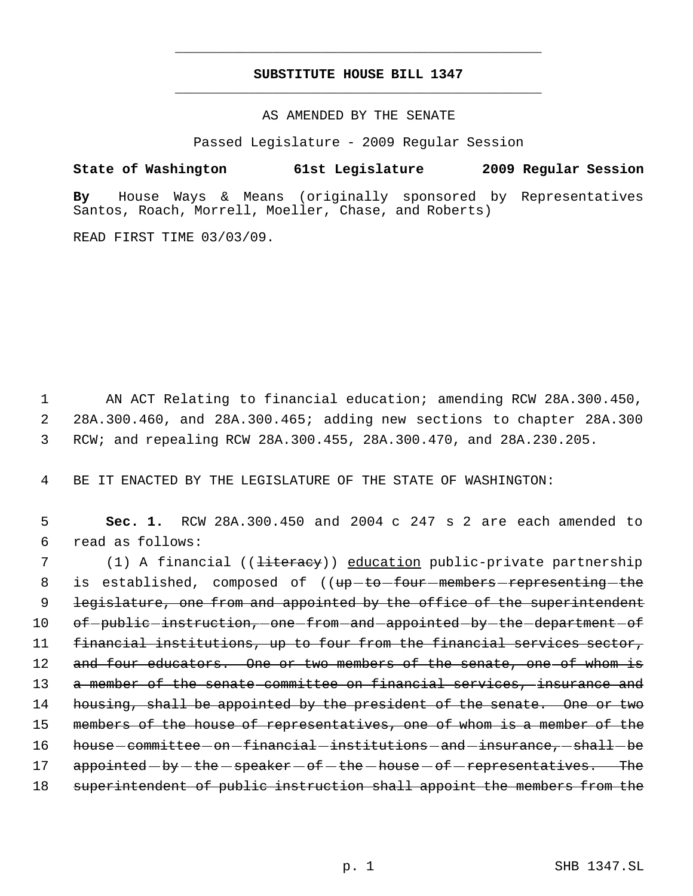# SUBSTITUTE HOUSE BILL 1347

AS AMENDED BY THE SENATE

Passed Legislature - 2009 Regular Session

**State of Washington 61st Legislature 2009 Regular Session**

**By** House Ways & Means (originally sponsored by Representatives Santos, Roach, Morrell, Moeller, Chase, and Roberts)

READ FIRST TIME 03/03/09.

1 AN ACT Relating to financial education; amending RCW 28A.300.450, 2 28A.300.460, and 28A.300.465; adding new sections to chapter 28A.300 3 RCW; and repealing RCW 28A.300.455, 28A.300.470, and 28A.230.205.

4 BE IT ENACTED BY THE LEGISLATURE OF THE STATE OF WASHINGTON:

5 **Sec. 1.** RCW 28A.300.450 and 2004 c 247 s 2 are each amended to 6 read as follows:

7 (1) A financial ((~~literacy~~)) <u>education</u> public-private partnership 8 is established, composed of ((~~up to four members representing the~~ 9 ~~legislature, one from and appointed by the office of the superintendent~~ 10 ~~of public instruction, one from and appointed by the department of~~ 11 ~~financial institutions, up to four from the financial services sector,~~ 12 ~~and four educators. One or two members of the senate, one of whom is~~ 13 ~~a member of the senate committee on financial services, insurance and~~ 14 ~~housing, shall be appointed by the president of the senate. One or two~~ 15 ~~members of the house of representatives, one of whom is a member of the~~ 16 ~~house committee on financial institutions and insurance, shall be~~ 17 ~~appointed by the speaker of the house of representatives. The~~ 18 ~~superintendent of public instruction shall appoint the members from the~~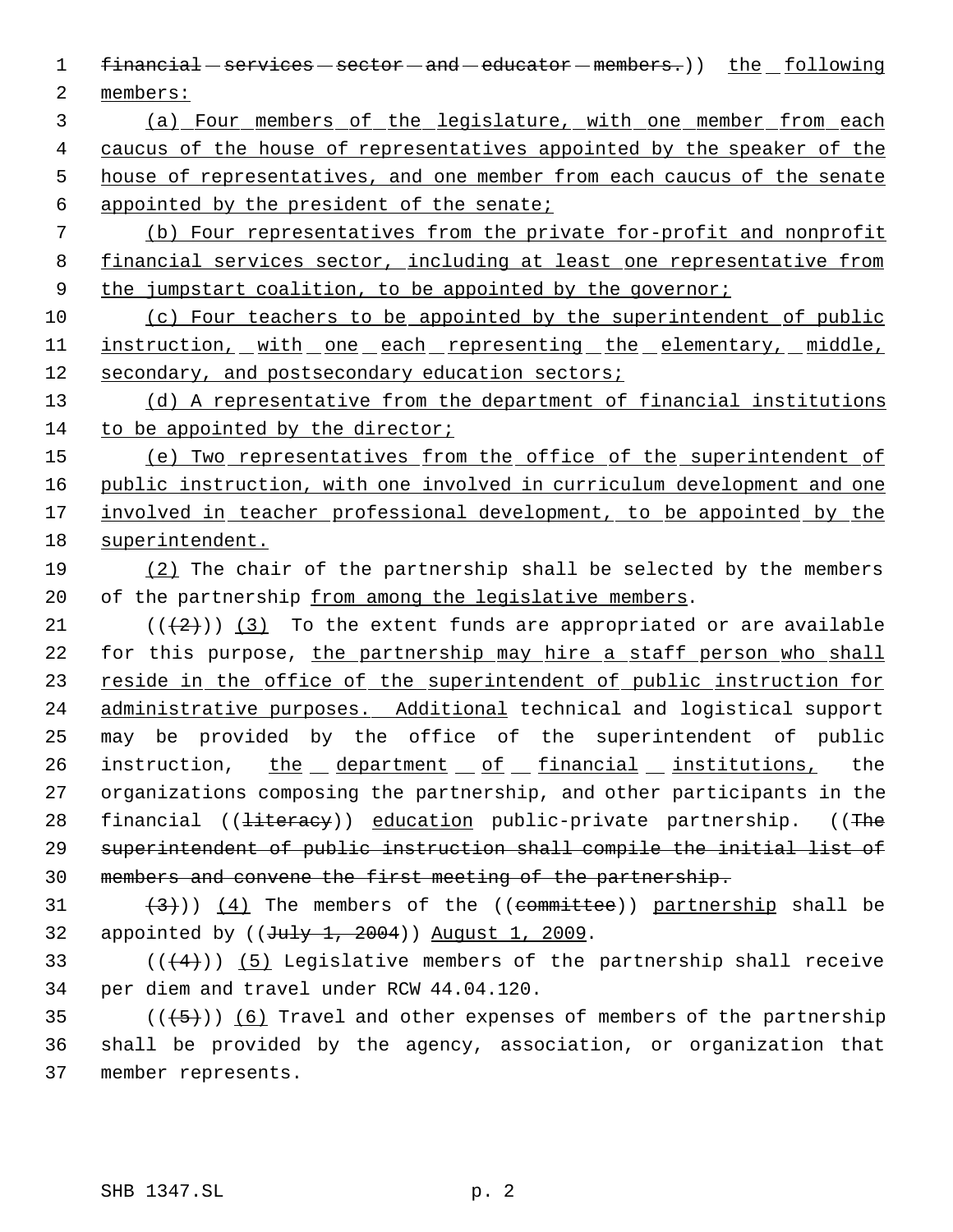financial services sector and educator members.)) the following members:

(a) Four members of the legislature, with one member from each caucus of the house of representatives appointed by the speaker of the house of representatives, and one member from each caucus of the senate appointed by the president of the senate;

(b) Four representatives from the private for-profit and nonprofit financial services sector, including at least one representative from the jumpstart coalition, to be appointed by the governor;

(c) Four teachers to be appointed by the superintendent of public instruction, with one each representing the elementary, middle, secondary, and postsecondary education sectors;

(d) A representative from the department of financial institutions to be appointed by the director;

(e) Two representatives from the office of the superintendent of public instruction, with one involved in curriculum development and one involved in teacher professional development, to be appointed by the superintendent.

(2) The chair of the partnership shall be selected by the members of the partnership from among the legislative members.

(((2))) (3) To the extent funds are appropriated or are available for this purpose, the partnership may hire a staff person who shall reside in the office of the superintendent of public instruction for administrative purposes. Additional technical and logistical support may be provided by the office of the superintendent of public instruction, the department of financial institutions, the organizations composing the partnership, and other participants in the financial ((literacy)) education public-private partnership. ((The superintendent of public instruction shall compile the initial list of members and convene the first meeting of the partnership.

(3))) (4) The members of the ((committee)) partnership shall be appointed by ((July 1, 2004)) August 1, 2009.

(((4))) (5) Legislative members of the partnership shall receive per diem and travel under RCW 44.04.120.

(((5))) (6) Travel and other expenses of members of the partnership shall be provided by the agency, association, or organization that member represents.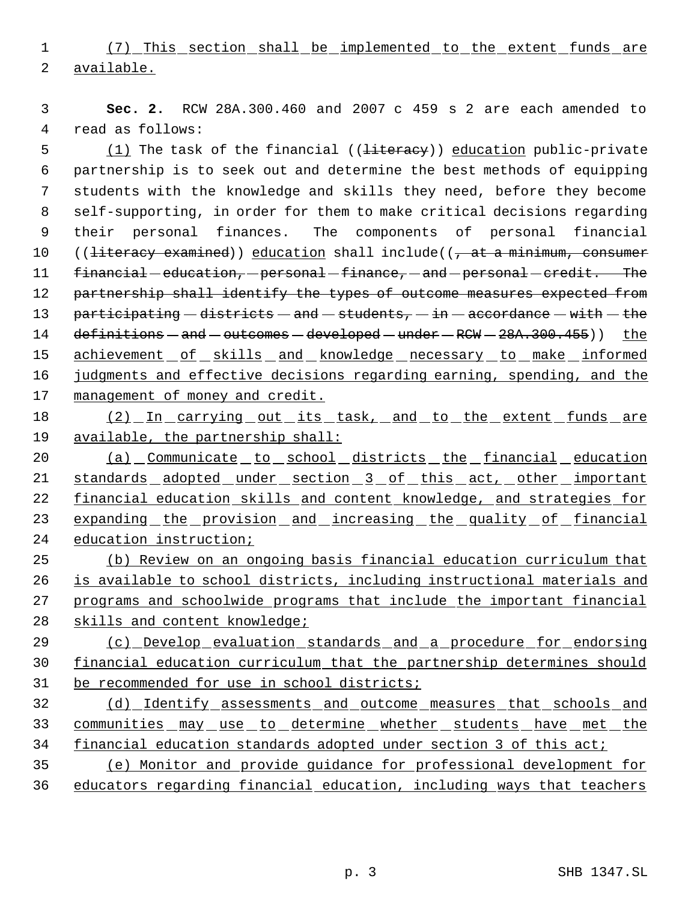(7) This section shall be implemented to the extent funds are available.

**Sec. 2.** RCW 28A.300.460 and 2007 c 459 s 2 are each amended to read as follows:

(1) The task of the financial ((~~literacy~~)) education public-private partnership is to seek out and determine the best methods of equipping students with the knowledge and skills they need, before they become self-supporting, in order for them to make critical decisions regarding their personal finances. The components of personal financial ((~~literacy examined~~)) education shall include((~~, at a minimum, consumer financial education, personal finance, and personal credit. The partnership shall identify the types of outcome measures expected from participating districts and students, in accordance with the definitions and outcomes developed under RCW 28A.300.455~~)) the achievement of skills and knowledge necessary to make informed judgments and effective decisions regarding earning, spending, and the management of money and credit.

(2) In carrying out its task, and to the extent funds are available, the partnership shall:

(a) Communicate to school districts the financial education standards adopted under section 3 of this act, other important financial education skills and content knowledge, and strategies for expanding the provision and increasing the quality of financial education instruction;

(b) Review on an ongoing basis financial education curriculum that is available to school districts, including instructional materials and programs and schoolwide programs that include the important financial skills and content knowledge;

(c) Develop evaluation standards and a procedure for endorsing financial education curriculum that the partnership determines should be recommended for use in school districts;

(d) Identify assessments and outcome measures that schools and communities may use to determine whether students have met the financial education standards adopted under section 3 of this act;

(e) Monitor and provide guidance for professional development for educators regarding financial education, including ways that teachers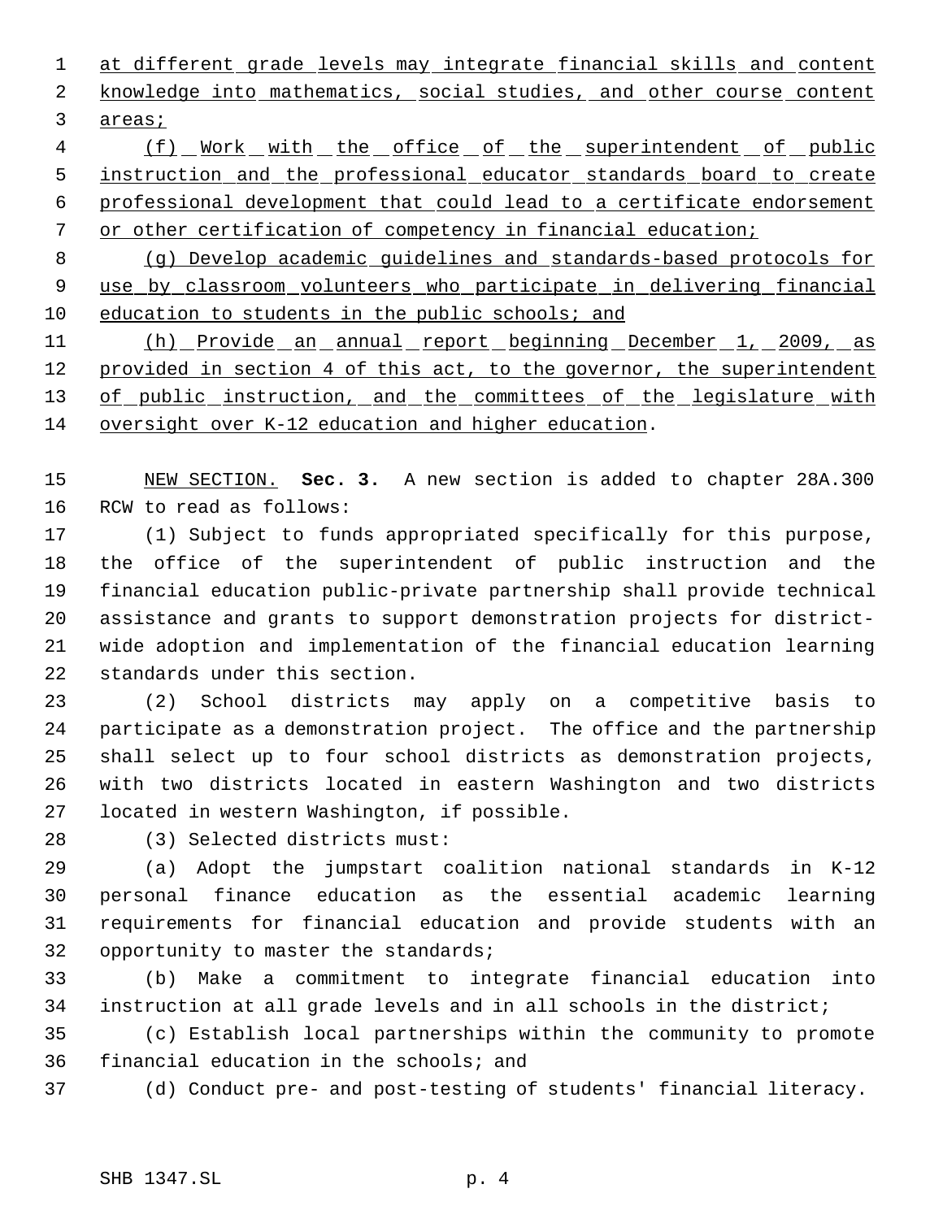at different grade levels may integrate financial skills and content knowledge into mathematics, social studies, and other course content areas;

(f) Work with the office of the superintendent of public instruction and the professional educator standards board to create professional development that could lead to a certificate endorsement or other certification of competency in financial education;

(g) Develop academic guidelines and standards-based protocols for use by classroom volunteers who participate in delivering financial education to students in the public schools; and

(h) Provide an annual report beginning December 1, 2009, as provided in section 4 of this act, to the governor, the superintendent of public instruction, and the committees of the legislature with oversight over K-12 education and higher education.

NEW SECTION. **Sec. 3.** A new section is added to chapter 28A.300 RCW to read as follows:

(1) Subject to funds appropriated specifically for this purpose, the office of the superintendent of public instruction and the financial education public-private partnership shall provide technical assistance and grants to support demonstration projects for district-wide adoption and implementation of the financial education learning standards under this section.

(2) School districts may apply on a competitive basis to participate as a demonstration project. The office and the partnership shall select up to four school districts as demonstration projects, with two districts located in eastern Washington and two districts located in western Washington, if possible.

(3) Selected districts must:

(a) Adopt the jumpstart coalition national standards in K-12 personal finance education as the essential academic learning requirements for financial education and provide students with an opportunity to master the standards;

(b) Make a commitment to integrate financial education into instruction at all grade levels and in all schools in the district;

(c) Establish local partnerships within the community to promote financial education in the schools; and

(d) Conduct pre- and post-testing of students' financial literacy.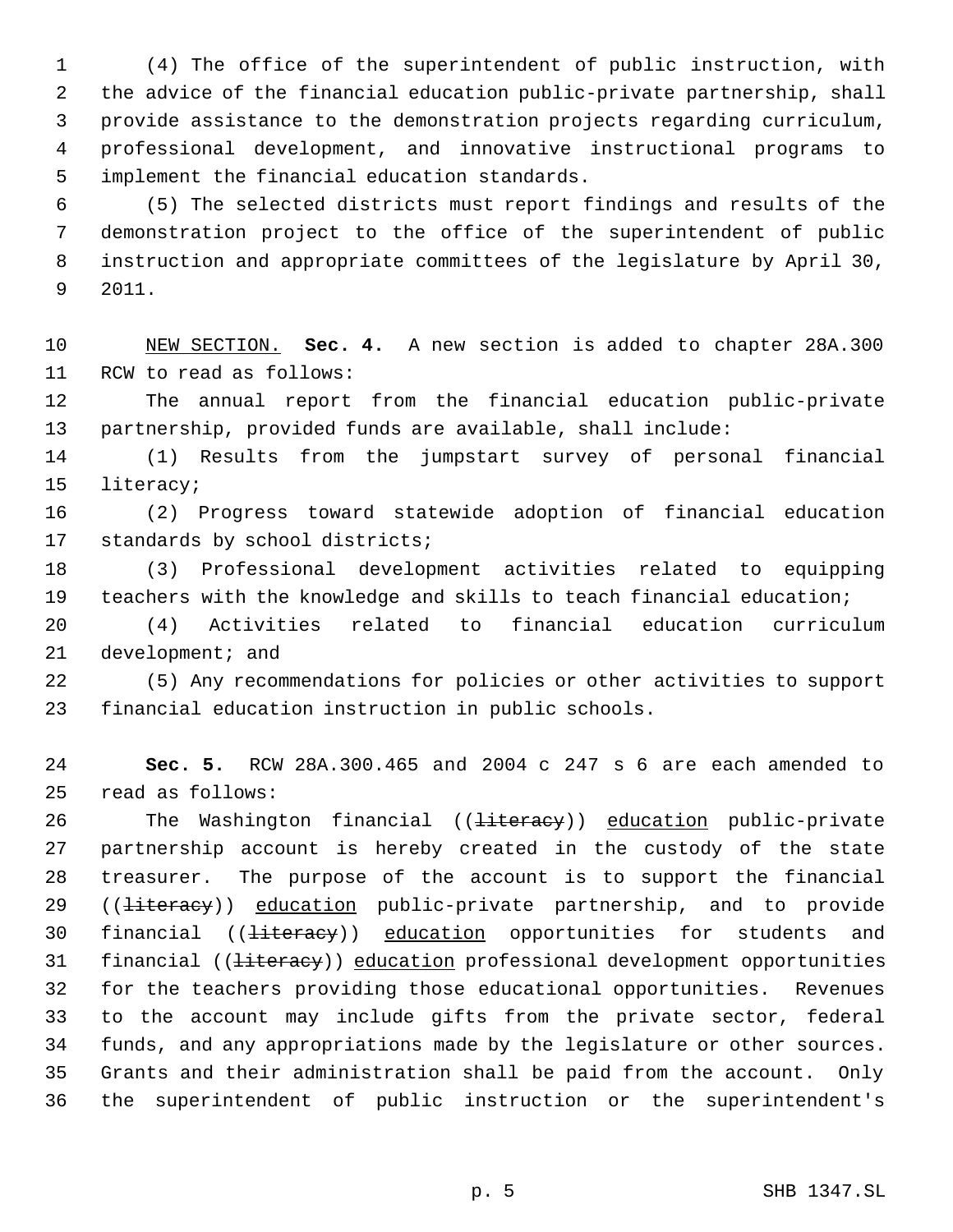(4) The office of the superintendent of public instruction, with the advice of the financial education public-private partnership, shall provide assistance to the demonstration projects regarding curriculum, professional development, and innovative instructional programs to implement the financial education standards.

(5) The selected districts must report findings and results of the demonstration project to the office of the superintendent of public instruction and appropriate committees of the legislature by April 30, 2011.

NEW SECTION. **Sec. 4.** A new section is added to chapter 28A.300 RCW to read as follows:

The annual report from the financial education public-private partnership, provided funds are available, shall include:

(1) Results from the jumpstart survey of personal financial literacy;

(2) Progress toward statewide adoption of financial education standards by school districts;

(3) Professional development activities related to equipping teachers with the knowledge and skills to teach financial education;

(4) Activities related to financial education curriculum development; and

(5) Any recommendations for policies or other activities to support financial education instruction in public schools.

**Sec. 5.** RCW 28A.300.465 and 2004 c 247 s 6 are each amended to read as follows:

The Washington financial ((~~literacy~~)) education public-private partnership account is hereby created in the custody of the state treasurer. The purpose of the account is to support the financial ((~~literacy~~)) education public-private partnership, and to provide financial ((~~literacy~~)) education opportunities for students and financial ((~~literacy~~)) education professional development opportunities for the teachers providing those educational opportunities. Revenues to the account may include gifts from the private sector, federal funds, and any appropriations made by the legislature or other sources. Grants and their administration shall be paid from the account. Only the superintendent of public instruction or the superintendent's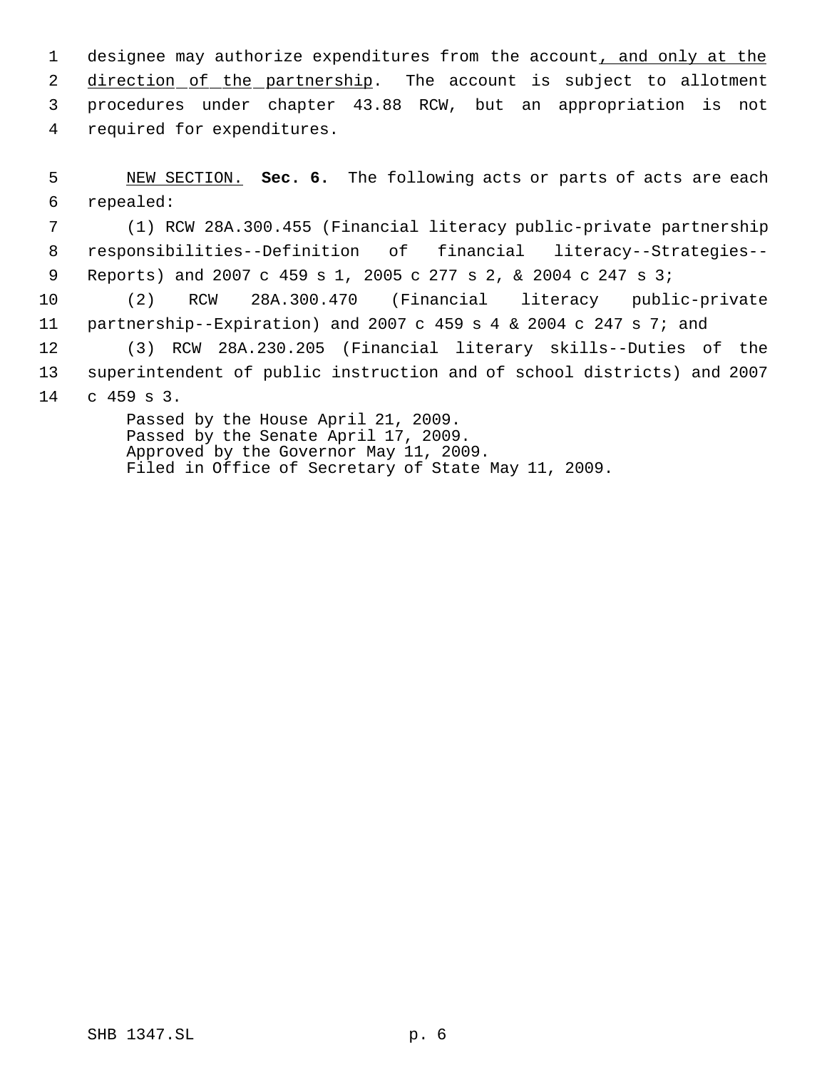designee may authorize expenditures from the account, and only at the direction of the partnership. The account is subject to allotment procedures under chapter 43.88 RCW, but an appropriation is not required for expenditures.

NEW SECTION. **Sec. 6.** The following acts or parts of acts are each repealed:

(1) RCW 28A.300.455 (Financial literacy public-private partnership responsibilities--Definition of financial literacy--Strategies--Reports) and 2007 c 459 s 1, 2005 c 277 s 2, & 2004 c 247 s 3;

(2) RCW 28A.300.470 (Financial literacy public-private partnership--Expiration) and 2007 c 459 s 4 & 2004 c 247 s 7; and

(3) RCW 28A.230.205 (Financial literary skills--Duties of the superintendent of public instruction and of school districts) and 2007 c 459 s 3.

Passed by the House April 21, 2009.
Passed by the Senate April 17, 2009.
Approved by the Governor May 11, 2009.
Filed in Office of Secretary of State May 11, 2009.